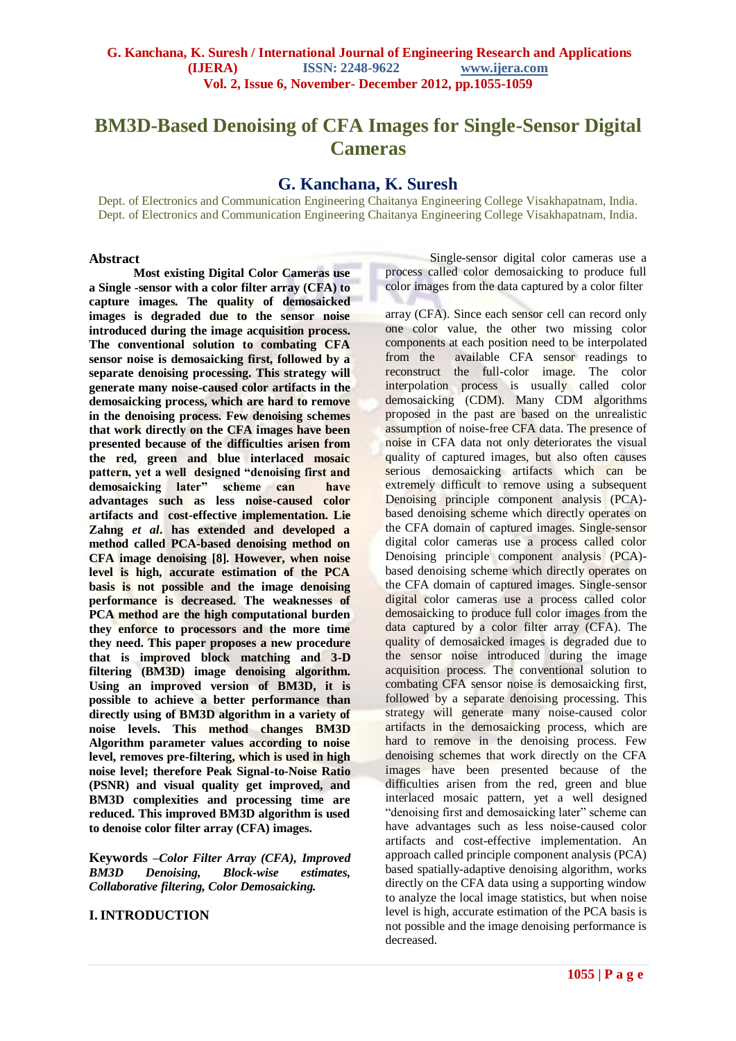# BM3D-Based Denoising of CFA Images for Single-Sensor Digital Cameras

## G. Kanchana, K. Suresh

Dept. of Electronics and Communication Engineering Chaitanya Engineering College Visakhapatnam, India.
Dept. of Electronics and Communication Engineering Chaitanya Engineering College Visakhapatnam, India.

### Abstract

**Most existing Digital Color Cameras use a Single -sensor with a color filter array (CFA) to capture images. The quality of demosaicked images is degraded due to the sensor noise introduced during the image acquisition process. The conventional solution to combating CFA sensor noise is demosaicking first, followed by a separate denoising processing. This strategy will generate many noise-caused color artifacts in the demosaicking process, which are hard to remove in the denoising process. Few denoising schemes that work directly on the CFA images have been presented because of the difficulties arisen from the red, green and blue interlaced mosaic pattern, yet a well designed "denoising first and demosaicking later" scheme can have advantages such as less noise-caused color artifacts and cost-effective implementation. Lie Zahng *et al*. has extended and developed a method called PCA-based denoising method on CFA image denoising [8]. However, when noise level is high, accurate estimation of the PCA basis is not possible and the image denoising performance is decreased. The weaknesses of PCA method are the high computational burden they enforce to processors and the more time they need. This paper proposes a new procedure that is improved block matching and 3-D filtering (BM3D) image denoising algorithm. Using an improved version of BM3D, it is possible to achieve a better performance than directly using of BM3D algorithm in a variety of noise levels. This method changes BM3D Algorithm parameter values according to noise level, removes pre-filtering, which is used in high noise level; therefore Peak Signal-to-Noise Ratio (PSNR) and visual quality get improved, and BM3D complexities and processing time are reduced. This improved BM3D algorithm is used to denoise color filter array (CFA) images.**

**Keywords** –*Color Filter Array (CFA), Improved BM3D Denoising, Block-wise estimates, Collaborative filtering, Color Demosaicking.*

### I. INTRODUCTION

Single-sensor digital color cameras use a process called color demosaicking to produce full color images from the data captured by a color filter array (CFA). Since each sensor cell can record only one color value, the other two missing color components at each position need to be interpolated from the available CFA sensor readings to reconstruct the full-color image. The color interpolation process is usually called color demosaicking (CDM). Many CDM algorithms proposed in the past are based on the unrealistic assumption of noise-free CFA data. The presence of noise in CFA data not only deteriorates the visual quality of captured images, but also often causes serious demosaicking artifacts which can be extremely difficult to remove using a subsequent Denoising principle component analysis (PCA)-based denoising scheme which directly operates on the CFA domain of captured images. Single-sensor digital color cameras use a process called color Denoising principle component analysis (PCA)-based denoising scheme which directly operates on the CFA domain of captured images. Single-sensor digital color cameras use a process called color demosaicking to produce full color images from the data captured by a color filter array (CFA). The quality of demosaicked images is degraded due to the sensor noise introduced during the image acquisition process. The conventional solution to combating CFA sensor noise is demosaicking first, followed by a separate denoising processing. This strategy will generate many noise-caused color artifacts in the demosaicking process, which are hard to remove in the denoising process. Few denoising schemes that work directly on the CFA images have been presented because of the difficulties arisen from the red, green and blue interlaced mosaic pattern, yet a well designed "denoising first and demosaicking later" scheme can have advantages such as less noise-caused color artifacts and cost-effective implementation. An approach called principle component analysis (PCA) based spatially-adaptive denoising algorithm, works directly on the CFA data using a supporting window to analyze the local image statistics, but when noise level is high, accurate estimation of the PCA basis is not possible and the image denoising performance is decreased.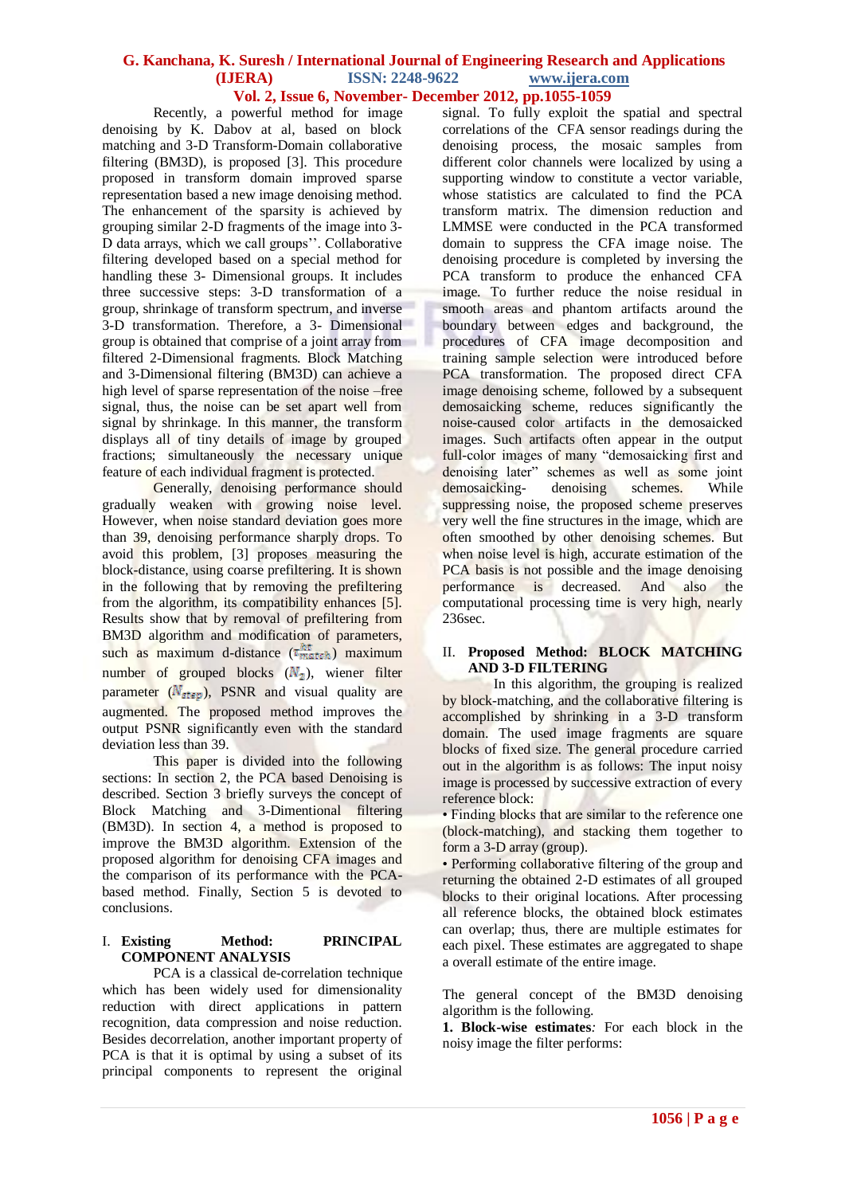Recently, a powerful method for image denoising by K. Dabov at al, based on block matching and 3-D Transform-Domain collaborative filtering (BM3D), is proposed [3]. This procedure proposed in transform domain improved sparse representation based a new image denoising method. The enhancement of the sparsity is achieved by grouping similar 2-D fragments of the image into 3-D data arrays, which we call groups''. Collaborative filtering developed based on a special method for handling these 3- Dimensional groups. It includes three successive steps: 3-D transformation of a group, shrinkage of transform spectrum, and inverse 3-D transformation. Therefore, a 3- Dimensional group is obtained that comprise of a joint array from filtered 2-Dimensional fragments. Block Matching and 3-Dimensional filtering (BM3D) can achieve a high level of sparse representation of the noise –free signal, thus, the noise can be set apart well from signal by shrinkage. In this manner, the transform displays all of tiny details of image by grouped fractions; simultaneously the necessary unique feature of each individual fragment is protected.

Generally, denoising performance should gradually weaken with growing noise level. However, when noise standard deviation goes more than 39, denoising performance sharply drops. To avoid this problem, [3] proposes measuring the block-distance, using coarse prefiltering. It is shown in the following that by removing the prefiltering from the algorithm, its compatibility enhances [5]. Results show that by removal of prefiltering from BM3D algorithm and modification of parameters, such as maximum d-distance ($\tau_{match}^{ht}$) maximum number of grouped blocks ($N_2$), wiener filter parameter ($N_{step}$), PSNR and visual quality are augmented. The proposed method improves the output PSNR significantly even with the standard deviation less than 39.

This paper is divided into the following sections: In section 2, the PCA based Denoising is described. Section 3 briefly surveys the concept of Block Matching and 3-Dimentional filtering (BM3D). In section 4, a method is proposed to improve the BM3D algorithm. Extension of the proposed algorithm for denoising CFA images and the comparison of its performance with the PCA-based method. Finally, Section 5 is devoted to conclusions.

## I. Existing Method: PRINCIPAL COMPONENT ANALYSIS

PCA is a classical de-correlation technique which has been widely used for dimensionality reduction with direct applications in pattern recognition, data compression and noise reduction. Besides decorrelation, another important property of PCA is that it is optimal by using a subset of its principal components to represent the original signal. To fully exploit the spatial and spectral correlations of the CFA sensor readings during the denoising process, the mosaic samples from different color channels were localized by using a supporting window to constitute a vector variable, whose statistics are calculated to find the PCA transform matrix. The dimension reduction and LMMSE were conducted in the PCA transformed domain to suppress the CFA image noise. The denoising procedure is completed by inversing the PCA transform to produce the enhanced CFA image. To further reduce the noise residual in smooth areas and phantom artifacts around the boundary between edges and background, the procedures of CFA image decomposition and training sample selection were introduced before PCA transformation. The proposed direct CFA image denoising scheme, followed by a subsequent demosaicking scheme, reduces significantly the noise-caused color artifacts in the demosaicked images. Such artifacts often appear in the output full-color images of many “demosaicking first and denoising later” schemes as well as some joint demosaicking- denoising schemes. While suppressing noise, the proposed scheme preserves very well the fine structures in the image, which are often smoothed by other denoising schemes. But when noise level is high, accurate estimation of the PCA basis is not possible and the image denoising performance is decreased. And also the computational processing time is very high, nearly 236sec.

## II. Proposed Method: BLOCK MATCHING AND 3-D FILTERING

In this algorithm, the grouping is realized by block-matching, and the collaborative filtering is accomplished by shrinking in a 3-D transform domain. The used image fragments are square blocks of fixed size. The general procedure carried out in the algorithm is as follows: The input noisy image is processed by successive extraction of every reference block:

- Finding blocks that are similar to the reference one (block-matching), and stacking them together to form a 3-D array (group).
- Performing collaborative filtering of the group and returning the obtained 2-D estimates of all grouped blocks to their original locations. After processing all reference blocks, the obtained block estimates can overlap; thus, there are multiple estimates for each pixel. These estimates are aggregated to shape a overall estimate of the entire image.

The general concept of the BM3D denoising algorithm is the following.

**1. Block-wise estimates***:* For each block in the noisy image the filter performs: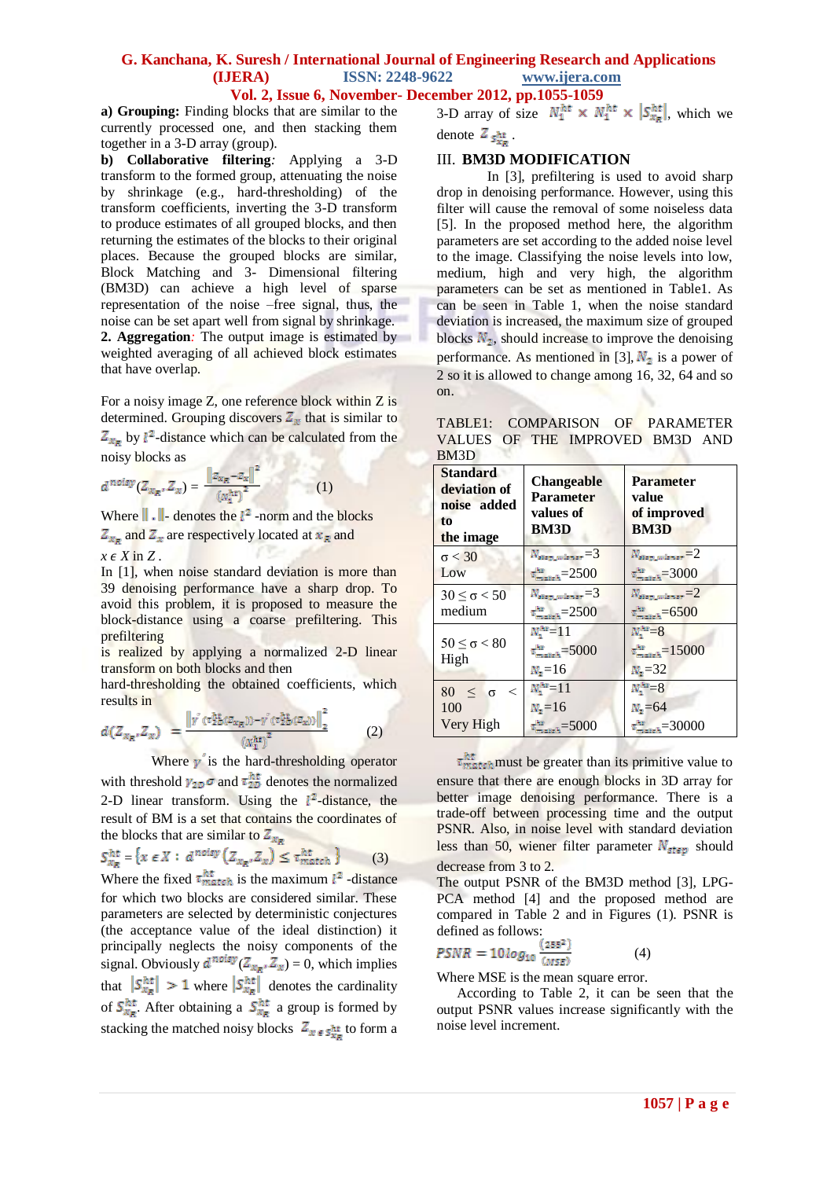**a) Grouping:** Finding blocks that are similar to the currently processed one, and then stacking them together in a 3-D array (group).

**b) Collaborative filtering**: Applying a 3-D transform to the formed group, attenuating the noise by shrinkage (e.g., hard-thresholding) of the transform coefficients, inverting the 3-D transform to produce estimates of all grouped blocks, and then returning the estimates of the blocks to their original places. Because the grouped blocks are similar, Block Matching and 3- Dimensional filtering (BM3D) can achieve a high level of sparse representation of the noise –free signal, thus, the noise can be set apart well from signal by shrinkage.

**2. Aggregation**: The output image is estimated by weighted averaging of all achieved block estimates that have overlap.

For a noisy image Z, one reference block within Z is determined. Grouping discovers $Z_x$ that is similar to $Z_{x_R}$ by $l^2$-distance which can be calculated from the noisy blocks as

$$d^{noisy}(Z_{x_R}, Z_x) = \frac{\|Z_{x_R} - Z_x\|^2}{(N_1^{ht})^2} \qquad (1)$$

Where $\|.\|$- denotes the $l^2$ -norm and the blocks $Z_{x_R}$ and $Z_x$ are respectively located at $x_R$ and $x \in X$ in $Z$.

In [1], when noise standard deviation is more than 39 denoising performance have a sharp drop. To avoid this problem, it is proposed to measure the block-distance using a coarse prefiltering. This prefiltering is realized by applying a normalized 2-D linear transform on both blocks and then hard-thresholding the obtained coefficients, which results in

$$d(Z_{x_R}, Z_x) = \frac{\left\|\gamma'(\tau_{2D}^{ht}(Z_{x_R})) - \gamma'(\tau_{2D}^{ht}(Z_x))\right\|_2^2}{(N_1^{ht})^2} \qquad (2)$$

Where $\gamma'$ is the hard-thresholding operator with threshold $\gamma_{2D}\sigma$ and $\tau_{2D}^{ht}$ denotes the normalized 2-D linear transform. Using the $l^2$-distance, the result of BM is a set that contains the coordinates of the blocks that are similar to $Z_{x_R}$

$$S_{x_R}^{ht} = \left\{x \in X : d^{noisy}\left(Z_{x_R}, Z_x\right) \le \tau_{match}^{ht}\right\} \qquad (3)$$

Where the fixed $\tau_{match}^{ht}$ is the maximum $l^2$ -distance for which two blocks are considered similar. These parameters are selected by deterministic conjectures (the acceptance value of the ideal distinction) it principally neglects the noisy components of the signal. Obviously $d^{noisy}(Z_{x_R}, Z_x) = 0$, which implies that $|S_{x_R}^{ht}| > 1$ where $|S_{x_R}^{ht}|$ denotes the cardinality of $S_{x_R}^{ht}$. After obtaining a $S_{x_R}^{ht}$ a group is formed by stacking the matched noisy blocks $Z_{x \in S_{x_R}^{ht}}$ to form a 3-D array of size $N_1^{ht} \times N_1^{ht} \times |S_{x_R}^{ht}|$, which we denote $Z_{S_{x_R}^{ht}}$.

## III. BM3D MODIFICATION

In [3], prefiltering is used to avoid sharp drop in denoising performance. However, using this filter will cause the removal of some noiseless data [5]. In the proposed method here, the algorithm parameters are set according to the added noise level to the image. Classifying the noise levels into low, medium, high and very high, the algorithm parameters can be set as mentioned in Table1. As can be seen in Table 1, when the noise standard deviation is increased, the maximum size of grouped blocks $N_2$, should increase to improve the denoising performance. As mentioned in [3], $N_2$ is a power of 2 so it is allowed to change among 16, 32, 64 and so on.

TABLE1: COMPARISON OF PARAMETER VALUES OF THE IMPROVED BM3D AND BM3D

| Standard deviation of noise added to the image | Changeable Parameter values of BM3D | Parameter value of improved BM3D |
|---|---|---|
| $\sigma < 30$ Low | $N_{step\_wiener}=3$<br>$\tau_{match}^{ht}=2500$ | $N_{step\_wiener}=2$<br>$\tau_{match}^{ht}=3000$ |
| $30 \le \sigma < 50$ medium | $N_{step\_wiener}=3$<br>$\tau_{match}^{ht}=2500$ | $N_{step\_wiener}=2$<br>$\tau_{match}^{ht}=6500$ |
| $50 \le \sigma < 80$ High | $N_1^{ht}=11$<br>$\tau_{match}^{ht}=5000$<br>$N_2=16$ | $N_1^{ht}=8$<br>$\tau_{match}^{ht}=15000$<br>$N_2=32$ |
| $80 \le \sigma < 100$ Very High | $N_1^{ht}=11$<br>$N_2=16$<br>$\tau_{match}^{ht}=5000$ | $N_1^{ht}=8$<br>$N_2=64$<br>$\tau_{match}^{ht}=30000$ |

$\tau_{match}^{ht}$ must be greater than its primitive value to ensure that there are enough blocks in 3D array for better image denoising performance. There is a trade-off between processing time and the output PSNR. Also, in noise level with standard deviation less than 50, wiener filter parameter $N_{step}$ should decrease from 3 to 2.

The output PSNR of the BM3D method [3], LPG-PCA method [4] and the proposed method are compared in Table 2 and in Figures (1). PSNR is defined as follows:

$$PSNR = 10\log_{10}\frac{(255^2)}{(MSE)} \qquad (4)$$

Where MSE is the mean square error.

According to Table 2, it can be seen that the output PSNR values increase significantly with the noise level increment.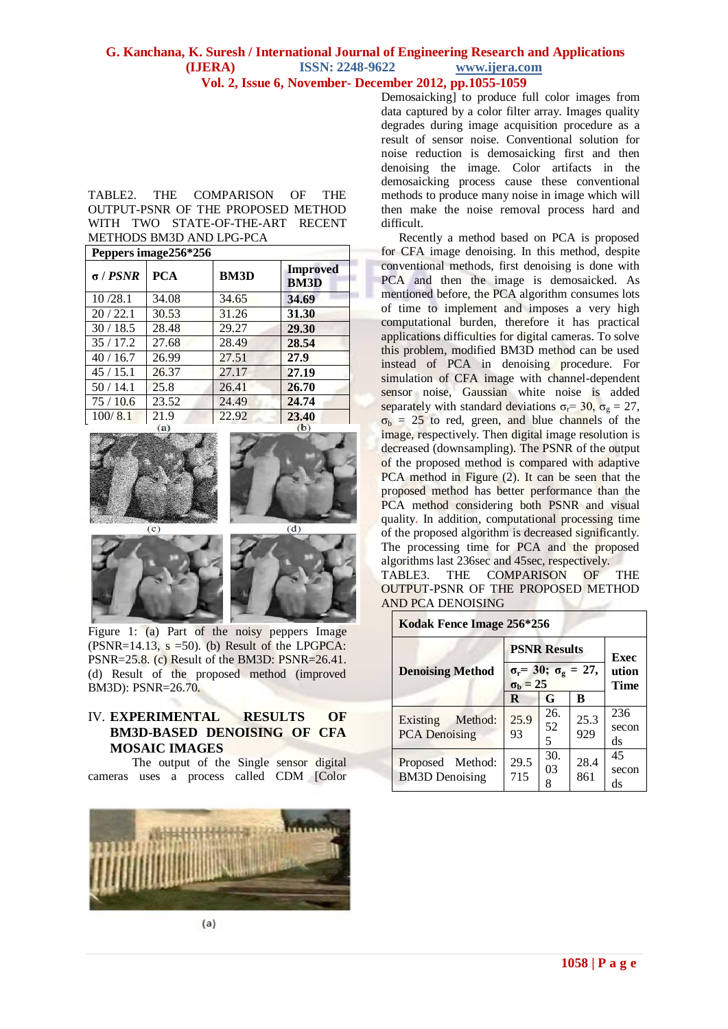TABLE2. THE COMPARISON OF THE OUTPUT-PSNR OF THE PROPOSED METHOD WITH TWO STATE-OF-THE-ART RECENT METHODS BM3D AND LPG-PCA

| Peppers image256*256 | | | |
|---|---|---|---|
| **σ / *PSNR*** | **PCA** | **BM3D** | **Improved BM3D** |
| 10 /28.1 | 34.08 | 34.65 | **34.69** |
| 20 / 22.1 | 30.53 | 31.26 | **31.30** |
| 30 / 18.5 | 28.48 | 29.27 | **29.30** |
| 35 / 17.2 | 27.68 | 28.49 | **28.54** |
| 40 / 16.7 | 26.99 | 27.51 | **27.9** |
| 45 / 15.1 | 26.37 | 27.17 | **27.19** |
| 50 / 14.1 | 25.8 | 26.41 | **26.70** |
| 75 / 10.6 | 23.52 | 24.49 | **24.74** |
| 100/ 8.1 | 21.9 | 22.92 | **23.40** |

(a) (b) (c) (d)

Figure 1: (a) Part of the noisy peppers Image (PSNR=14.13, s =50). (b) Result of the LPGPCA: PSNR=25.8. (c) Result of the BM3D: PSNR=26.41. (d) Result of the proposed method (improved BM3D): PSNR=26.70.

## IV. EXPERIMENTAL RESULTS OF BM3D-BASED DENOISING OF CFA MOSAIC IMAGES

The output of the Single sensor digital cameras uses a process called CDM [Color Demosaicking] to produce full color images from data captured by a color filter array. Images quality degrades during image acquisition procedure as a result of sensor noise. Conventional solution for noise reduction is demosaicking first and then denoising the image. Color artifacts in the demosaicking process cause these conventional methods to produce many noise in image which will then make the noise removal process hard and difficult.

Recently a method based on PCA is proposed for CFA image denoising. In this method, despite conventional methods, first denoising is done with PCA and then the image is demosaicked. As mentioned before, the PCA algorithm consumes lots of time to implement and imposes a very high computational burden, therefore it has practical applications difficulties for digital cameras. To solve this problem, modified BM3D method can be used instead of PCA in denoising procedure. For simulation of CFA image with channel-dependent sensor noise, Gaussian white noise is added separately with standard deviations $\sigma_r = 30$, $\sigma_g = 27$, $\sigma_b = 25$ to red, green, and blue channels of the image, respectively. Then digital image resolution is decreased (downsampling). The PSNR of the output of the proposed method is compared with adaptive PCA method in Figure (2). It can be seen that the proposed method has better performance than the PCA method considering both PSNR and visual quality. In addition, computational processing time of the proposed algorithm is decreased significantly. The processing time for PCA and the proposed algorithms last 236sec and 45sec, respectively.

TABLE3. THE COMPARISON OF THE OUTPUT-PSNR OF THE PROPOSED METHOD AND PCA DENOISING

| Kodak Fence Image 256*256 | | | | |
|---|---|---|---|---|
| **Denoising Method** | **PSNR Results** $\sigma_r = 30$; $\sigma_g = 27$, $\sigma_b = 25$ | | | **Execution Time** |
| | **R** | **G** | **B** | |
| Existing Method: PCA Denoising | 25.993 | 26.525 | 25.3929 | 236 seconds |
| Proposed Method: BM3D Denoising | 29.5715 | 30.038 | 28.4861 | 45 seconds |

(a)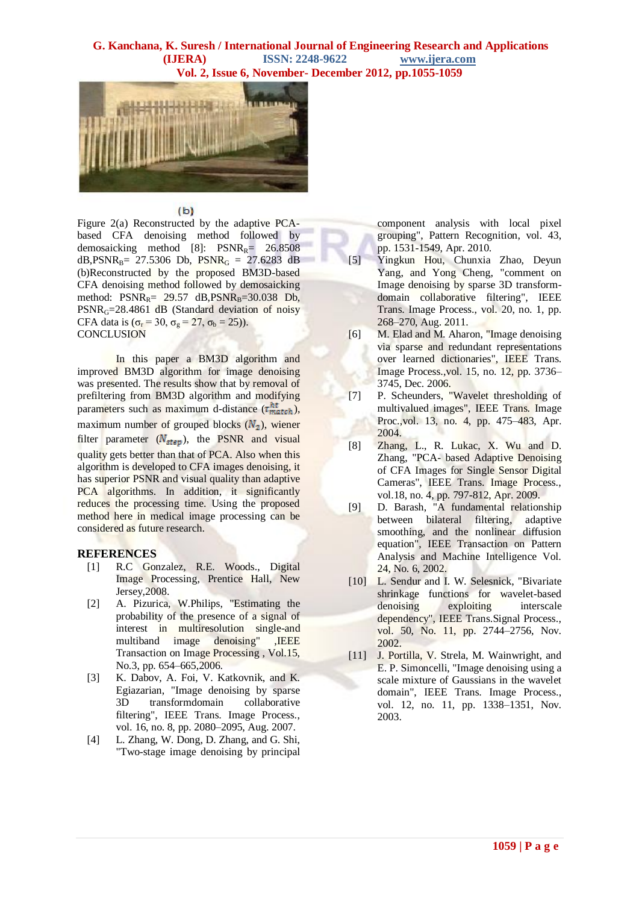(b)

Figure 2(a) Reconstructed by the adaptive PCA-based CFA denoising method followed by demosaicking method [8]: $PSNR_R$= 26.8508 dB,$PSNR_B$= 27.5306 Db, $PSNR_G$ = 27.6283 dB (b)Reconstructed by the proposed BM3D-based CFA denoising method followed by demosaicking method: $PSNR_R$= 29.57 dB,$PSNR_B$=30.038 Db, $PSNR_G$=28.4861 dB (Standard deviation of noisy CFA data is ($\sigma_r = 30$, $\sigma_g = 27$, $\sigma_b = 25$)).

CONCLUSION

In this paper a BM3D algorithm and improved BM3D algorithm for image denoising was presented. The results show that by removal of prefiltering from BM3D algorithm and modifying parameters such as maximum d-distance ($\tau_{match}^{ht}$), maximum number of grouped blocks ($N_2$), wiener filter parameter ($N_{step}$), the PSNR and visual quality gets better than that of PCA. Also when this algorithm is developed to CFA images denoising, it has superior PSNR and visual quality than adaptive PCA algorithms. In addition, it significantly reduces the processing time. Using the proposed method here in medical image processing can be considered as future research.

## REFERENCES

[1] R.C Gonzalez, R.E. Woods., Digital Image Processing, Prentice Hall, New Jersey,2008.

[2] A. Pizurica, W.Philips, "Estimating the probability of the presence of a signal of interest in multiresolution single-and multiband image denoising" ,IEEE Transaction on Image Processing , Vol.15, No.3, pp. 654–665,2006.

[3] K. Dabov, A. Foi, V. Katkovnik, and K. Egiazarian, "Image denoising by sparse 3D transformdomain collaborative filtering", IEEE Trans. Image Process., vol. 16, no. 8, pp. 2080–2095, Aug. 2007.

[4] L. Zhang, W. Dong, D. Zhang, and G. Shi, "Two-stage image denoising by principal component analysis with local pixel grouping", Pattern Recognition, vol. 43, pp. 1531-1549, Apr. 2010.

[5] Yingkun Hou, Chunxia Zhao, Deyun Yang, and Yong Cheng, "comment on Image denoising by sparse 3D transform-domain collaborative filtering", IEEE Trans. Image Process., vol. 20, no. 1, pp. 268–270, Aug. 2011.

[6] M. Elad and M. Aharon, "Image denoising via sparse and redundant representations over learned dictionaries", IEEE Trans. Image Process.,vol. 15, no. 12, pp. 3736–3745, Dec. 2006.

[7] P. Scheunders, "Wavelet thresholding of multivalued images", IEEE Trans. Image Proc.,vol. 13, no. 4, pp. 475–483, Apr. 2004.

[8] Zhang, L., R. Lukac, X. Wu and D. Zhang, "PCA- based Adaptive Denoising of CFA Images for Single Sensor Digital Cameras", IEEE Trans. Image Process., vol.18, no. 4, pp. 797-812, Apr. 2009.

[9] D. Barash, "A fundamental relationship between bilateral filtering, adaptive smoothing, and the nonlinear diffusion equation", IEEE Transaction on Pattern Analysis and Machine Intelligence Vol. 24, No. 6, 2002.

[10] L. Sendur and I. W. Selesnick, "Bivariate shrinkage functions for wavelet-based denoising exploiting interscale dependency", IEEE Trans.Signal Process., vol. 50, No. 11, pp. 2744–2756, Nov. 2002.

[11] J. Portilla, V. Strela, M. Wainwright, and E. P. Simoncelli, "Image denoising using a scale mixture of Gaussians in the wavelet domain", IEEE Trans. Image Process., vol. 12, no. 11, pp. 1338–1351, Nov. 2003.